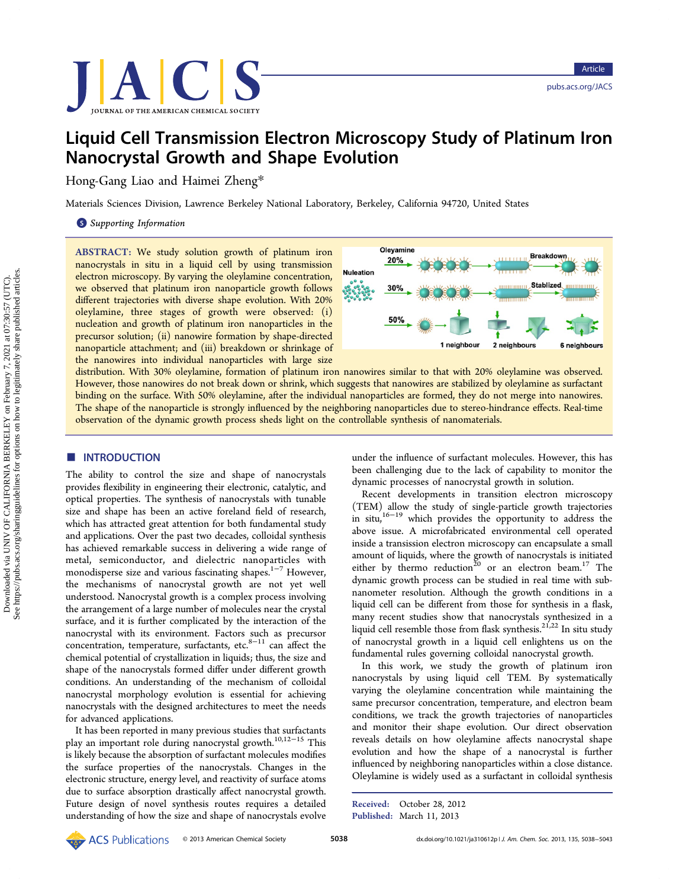# Liquid Cell Transmission Electron Microscopy Study of Platinum Iron Nanocrystal Growth and Shape Evolution

Hong-Gang Liao and Haimei Zheng*

Materials Sciences Division, Lawrence Berkeley National Laboratory, Berkeley, California 94720, United States

*Supporting Information*

**ABSTRACT:** We study solution growth of platinum iron nanocrystals in situ in a liquid cell by using transmission electron microscopy. By varying the oleylamine concentration, we observed that platinum iron nanoparticle growth follows different trajectories with diverse shape evolution. With 20% oleylamine, three stages of growth were observed: (i) nucleation and growth of platinum iron nanoparticles in the precursor solution; (ii) nanowire formation by shape-directed nanoparticle attachment; and (iii) breakdown or shrinkage of the nanowires into individual nanoparticles with large size distribution. With 30% oleylamine, formation of platinum iron nanowires similar to that with 20% oleylamine was observed. However, those nanowires do not break down or shrink, which suggests that nanowires are stabilized by oleylamine as surfactant binding on the surface. With 50% oleylamine, after the individual nanoparticles are formed, they do not merge into nanowires. The shape of the nanoparticle is strongly influenced by the neighboring nanoparticles due to stereo-hindrance effects. Real-time observation of the dynamic growth process sheds light on the controllable synthesis of nanomaterials.

Oleyamine
20%
30%
50%
Nuleation
Breakdown
Stablized
1 neighbour
2 neighbours
6 neighbours

## INTRODUCTION

The ability to control the size and shape of nanocrystals provides flexibility in engineering their electronic, catalytic, and optical properties. The synthesis of nanocrystals with tunable size and shape has been an active foreland field of research, which has attracted great attention for both fundamental study and applications. Over the past two decades, colloidal synthesis has achieved remarkable success in delivering a wide range of metal, semiconductor, and dielectric nanoparticles with monodisperse size and various fascinating shapes.[1−7] However, the mechanisms of nanocrystal growth are not yet well understood. Nanocrystal growth is a complex process involving the arrangement of a large number of molecules near the crystal surface, and it is further complicated by the interaction of the nanocrystal with its environment. Factors such as precursor concentration, temperature, surfactants, etc.[8−11] can affect the chemical potential of crystallization in liquids; thus, the size and shape of the nanocrystals formed differ under different growth conditions. An understanding of the mechanism of colloidal nanocrystal morphology evolution is essential for achieving nanocrystals with the designed architectures to meet the needs for advanced applications.

It has been reported in many previous studies that surfactants play an important role during nanocrystal growth.[10,12−15] This is likely because the absorption of surfactant molecules modifies the surface properties of the nanocrystals. Changes in the electronic structure, energy level, and reactivity of surface atoms due to surface absorption drastically affect nanocrystal growth. Future design of novel synthesis routes requires a detailed understanding of how the size and shape of nanocrystals evolve under the influence of surfactant molecules. However, this has been challenging due to the lack of capability to monitor the dynamic processes of nanocrystal growth in solution.

Recent developments in transition electron microscopy (TEM) allow the study of single-particle growth trajectories in situ,[16−19] which provides the opportunity to address the above issue. A microfabricated environmental cell operated inside a transission electron microscopy can encapsulate a small amount of liquids, where the growth of nanocrystals is initiated either by thermo reduction[20] or an electron beam.[17] The dynamic growth process can be studied in real time with sub-nanometer resolution. Although the growth conditions in a liquid cell can be different from those for synthesis in a flask, many recent studies show that nanocrystals synthesized in a liquid cell resemble those from flask synthesis.[21,22] In situ study of nanocrystal growth in a liquid cell enlightens us on the fundamental rules governing colloidal nanocrystal growth.

In this work, we study the growth of platinum iron nanocrystals by using liquid cell TEM. By systematically varying the oleylamine concentration while maintaining the same precursor concentration, temperature, and electron beam conditions, we track the growth trajectories of nanoparticles and monitor their shape evolution. Our direct observation reveals details on how oleylamine affects nanocrystal shape evolution and how the shape of a nanocrystal is further influenced by neighboring nanoparticles within a close distance. Oleylamine is widely used as a surfactant in colloidal synthesis

Received: October 28, 2012
Published: March 11, 2013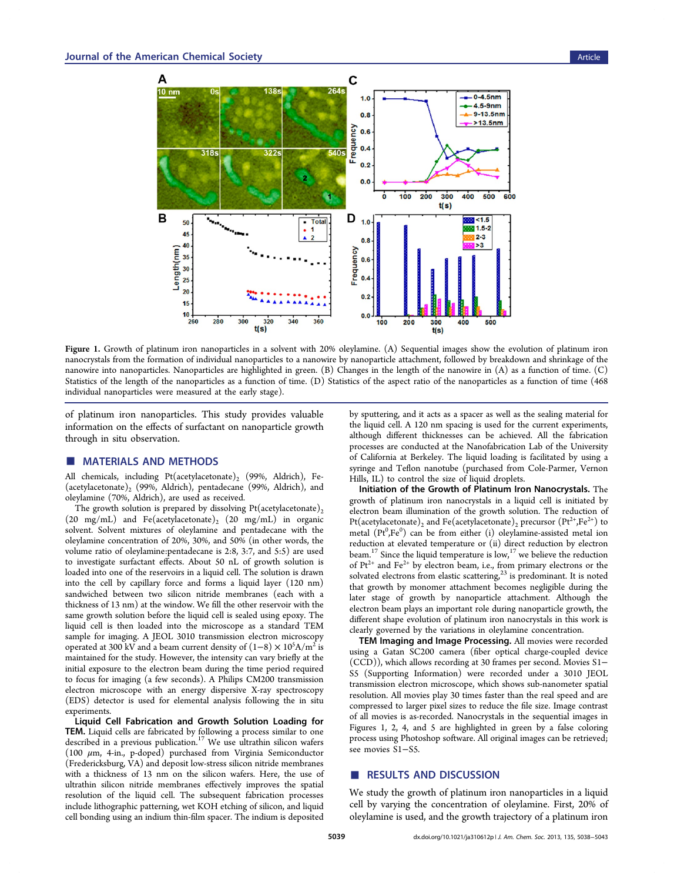Figure 1. Growth of platinum iron nanoparticles in a solvent with 20% oleylamine. (A) Sequential images show the evolution of platinum iron nanocrystals from the formation of individual nanoparticles to a nanowire by nanoparticle attachment, followed by breakdown and shrinkage of the nanowire into nanoparticles. Nanoparticles are highlighted in green. (B) Changes in the length of the nanowire in (A) as a function of time. (C) Statistics of the length of the nanoparticles as a function of time. (D) Statistics of the aspect ratio of the nanoparticles as a function of time (468 individual nanoparticles were measured at the early stage).

of platinum iron nanoparticles. This study provides valuable information on the effects of surfactant on nanoparticle growth through in situ observation.

## MATERIALS AND METHODS

All chemicals, including Pt(acetylacetonate)$_2$ (99%, Aldrich), Fe(acetylacetonate)$_2$ (99%, Aldrich), pentadecane (99%, Aldrich), and oleylamine (70%, Aldrich), are used as received.

The growth solution is prepared by dissolving Pt(acetylacetonate)$_2$ (20 mg/mL) and Fe(acetylacetonate)$_2$ (20 mg/mL) in organic solvent. Solvent mixtures of oleylamine and pentadecane with the oleylamine concentration of 20%, 30%, and 50% (in other words, the volume ratio of oleylamine:pentadecane is 2:8, 3:7, and 5:5) are used to investigate surfactant effects. About 50 nL of growth solution is loaded into one of the reservoirs in a liquid cell. The solution is drawn into the cell by capillary force and forms a liquid layer (120 nm) sandwiched between two silicon nitride membranes (each with a thickness of 13 nm) at the window. We fill the other reservoir with the same growth solution before the liquid cell is sealed using epoxy. The liquid cell is then loaded into the microscope as a standard TEM sample for imaging. A JEOL 3010 transmission electron microscopy operated at 300 kV and a beam current density of $(1-8) \times 10^5$A/m$^2$ is maintained for the study. However, the intensity can vary briefly at the initial exposure to the electron beam during the time period required to focus for imaging (a few seconds). A Philips CM200 transmission electron microscope with an energy dispersive X-ray spectroscopy (EDS) detector is used for elemental analysis following the in situ experiments.

**Liquid Cell Fabrication and Growth Solution Loading for TEM.** Liquid cells are fabricated by following a process similar to one described in a previous publication.[17] We use ultrathin silicon wafers (100 $\mu$m, 4-in., p-doped) purchased from Virginia Semiconductor (Fredericksburg, VA) and deposit low-stress silicon nitride membranes with a thickness of 13 nm on the silicon wafers. Here, the use of ultrathin silicon nitride membranes effectively improves the spatial resolution of the liquid cell. The subsequent fabrication processes include lithographic patterning, wet KOH etching of silicon, and liquid cell bonding using an indium thin-film spacer. The indium is deposited by sputtering, and it acts as a spacer as well as the sealing material for the liquid cell. A 120 nm spacing is used for the current experiments, although different thicknesses can be achieved. All the fabrication processes are conducted at the Nanofabrication Lab of the University of California at Berkeley. The liquid loading is facilitated by using a syringe and Teflon nanotube (purchased from Cole-Parmer, Vernon Hills, IL) to control the size of liquid droplets.

**Initiation of the Growth of Platinum Iron Nanocrystals.** The growth of platinum iron nanocrystals in a liquid cell is initiated by electron beam illumination of the growth solution. The reduction of Pt(acetylacetonate)$_2$ and Fe(acetylacetonate)$_2$ precursor ($Pt^{2+}$,$Fe^{2+}$) to metal ($Pt^0$,$Fe^0$) can be from either (i) oleylamine-assisted metal ion reduction at elevated temperature or (ii) direct reduction by electron beam.[17] Since the liquid temperature is low,[17] we believe the reduction of $Pt^{2+}$ and $Fe^{2+}$ by electron beam, i.e., from primary electrons or the solvated electrons from elastic scattering,[23] is predominant. It is noted that growth by monomer attachment becomes negligible during the later stage of growth by nanoparticle attachment. Although the electron beam plays an important role during nanoparticle growth, the different shape evolution of platinum iron nanocrystals in this work is clearly governed by the variations in oleylamine concentration.

**TEM Imaging and Image Processing.** All movies were recorded using a Gatan SC200 camera (fiber optical charge-coupled device (CCD)), which allows recording at 30 frames per second. Movies S1–S5 (Supporting Information) were recorded under a 3010 JEOL transmission electron microscope, which shows sub-nanometer spatial resolution. All movies play 30 times faster than the real speed and are compressed to larger pixel sizes to reduce the file size. Image contrast of all movies is as-recorded. Nanocrystals in the sequential images in Figures 1, 2, 4, and 5 are highlighted in green by a false coloring process using Photoshop software. All original images can be retrieved; see movies S1–S5.

## RESULTS AND DISCUSSION

We study the growth of platinum iron nanoparticles in a liquid cell by varying the concentration of oleylamine. First, 20% of oleylamine is used, and the growth trajectory of a platinum iron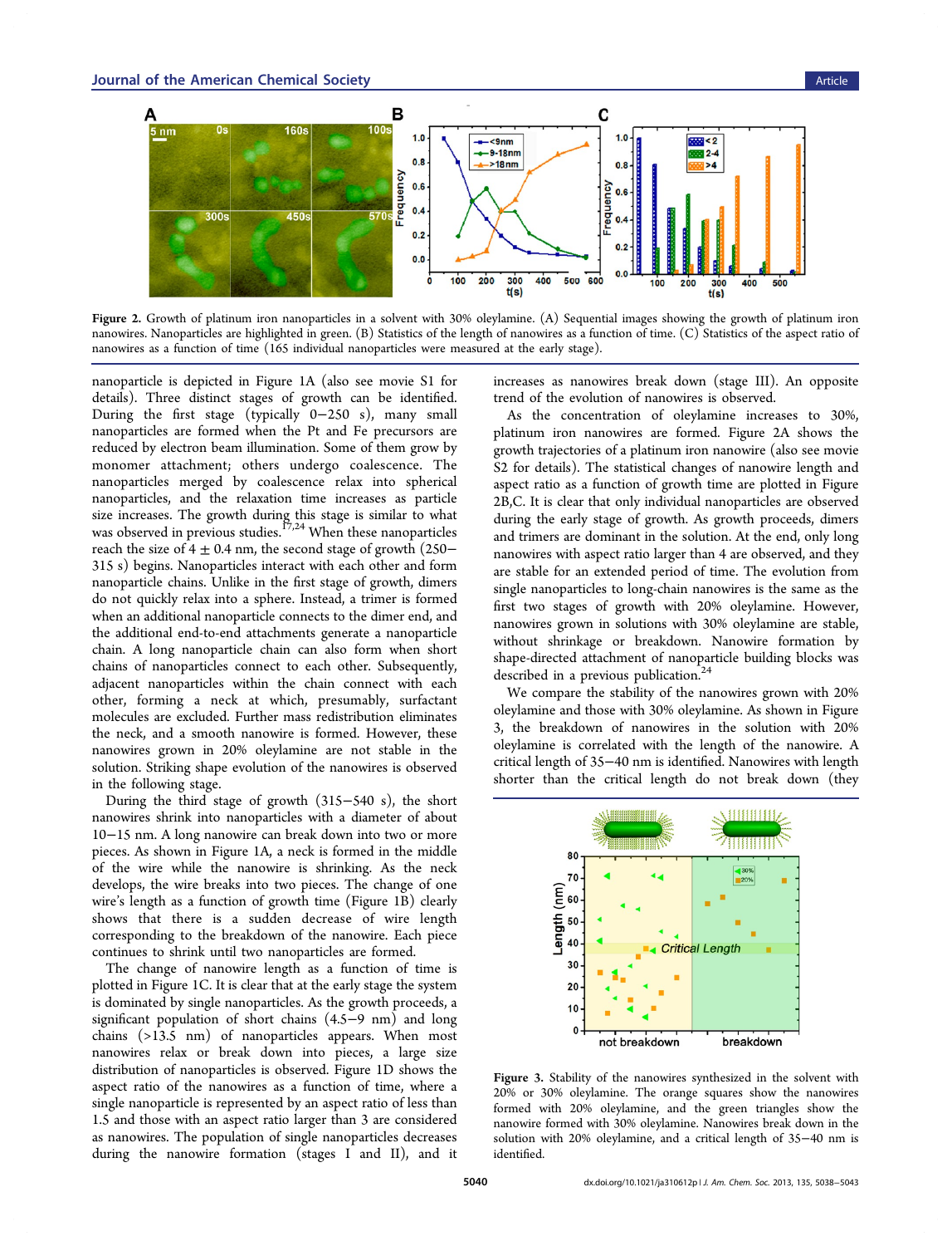Figure 2. Growth of platinum iron nanoparticles in a solvent with 30% oleylamine. (A) Sequential images showing the growth of platinum iron nanowires. Nanoparticles are highlighted in green. (B) Statistics of the length of nanowires as a function of time. (C) Statistics of the aspect ratio of nanowires as a function of time (165 individual nanoparticles were measured at the early stage).

nanoparticle is depicted in Figure 1A (also see movie S1 for details). Three distinct stages of growth can be identified. During the first stage (typically 0−250 s), many small nanoparticles are formed when the Pt and Fe precursors are reduced by electron beam illumination. Some of them grow by monomer attachment; others undergo coalescence. The nanoparticles merged by coalescence relax into spherical nanoparticles, and the relaxation time increases as particle size increases. The growth during this stage is similar to what was observed in previous studies.[17,24] When these nanoparticles reach the size of 4 ± 0.4 nm, the second stage of growth (250−315 s) begins. Nanoparticles interact with each other and form nanoparticle chains. Unlike in the first stage of growth, dimers do not quickly relax into a sphere. Instead, a trimer is formed when an additional nanoparticle connects to the dimer end, and the additional end-to-end attachments generate a nanoparticle chain. A long nanoparticle chain can also form when short chains of nanoparticles connect to each other. Subsequently, adjacent nanoparticles within the chain connect with each other, forming a neck at which, presumably, surfactant molecules are excluded. Further mass redistribution eliminates the neck, and a smooth nanowire is formed. However, these nanowires grown in 20% oleylamine are not stable in the solution. Striking shape evolution of the nanowires is observed in the following stage.

During the third stage of growth (315−540 s), the short nanowires shrink into nanoparticles with a diameter of about 10−15 nm. A long nanowire can break down into two or more pieces. As shown in Figure 1A, a neck is formed in the middle of the wire while the nanowire is shrinking. As the neck develops, the wire breaks into two pieces. The change of one wire's length as a function of growth time (Figure 1B) clearly shows that there is a sudden decrease of wire length corresponding to the breakdown of the nanowire. Each piece continues to shrink until two nanoparticles are formed.

The change of nanowire length as a function of time is plotted in Figure 1C. It is clear that at the early stage the system is dominated by single nanoparticles. As the growth proceeds, a significant population of short chains (4.5−9 nm) and long chains (>13.5 nm) of nanoparticles appears. When most nanowires relax or break down into pieces, a large size distribution of nanoparticles is observed. Figure 1D shows the aspect ratio of the nanowires as a function of time, where a single nanoparticle is represented by an aspect ratio of less than 1.5 and those with an aspect ratio larger than 3 are considered as nanowires. The population of single nanoparticles decreases during the nanowire formation (stages I and II), and it increases as nanowires break down (stage III). An opposite trend of the evolution of nanowires is observed.

As the concentration of oleylamine increases to 30%, platinum iron nanowires are formed. Figure 2A shows the growth trajectories of a platinum iron nanowire (also see movie S2 for details). The statistical changes of nanowire length and aspect ratio as a function of growth time are plotted in Figure 2B,C. It is clear that only individual nanoparticles are observed during the early stage of growth. As growth proceeds, dimers and trimers are dominant in the solution. At the end, only long nanowires with aspect ratio larger than 4 are observed, and they are stable for an extended period of time. The evolution from single nanoparticles to long-chain nanowires is the same as the first two stages of growth with 20% oleylamine. However, nanowires grown in solutions with 30% oleylamine are stable, without shrinkage or breakdown. Nanowire formation by shape-directed attachment of nanoparticle building blocks was described in a previous publication.[24]

We compare the stability of the nanowires grown with 20% oleylamine and those with 30% oleylamine. As shown in Figure 3, the breakdown of nanowires in the solution with 20% oleylamine is correlated with the length of the nanowire. A critical length of 35−40 nm is identified. Nanowires with length shorter than the critical length do not break down (they

Figure 3. Stability of the nanowires synthesized in the solvent with 20% or 30% oleylamine. The orange squares show the nanowires formed with 20% oleylamine, and the green triangles show the nanowire formed with 30% oleylamine. Nanowires break down in the solution with 20% oleylamine, and a critical length of 35−40 nm is identified.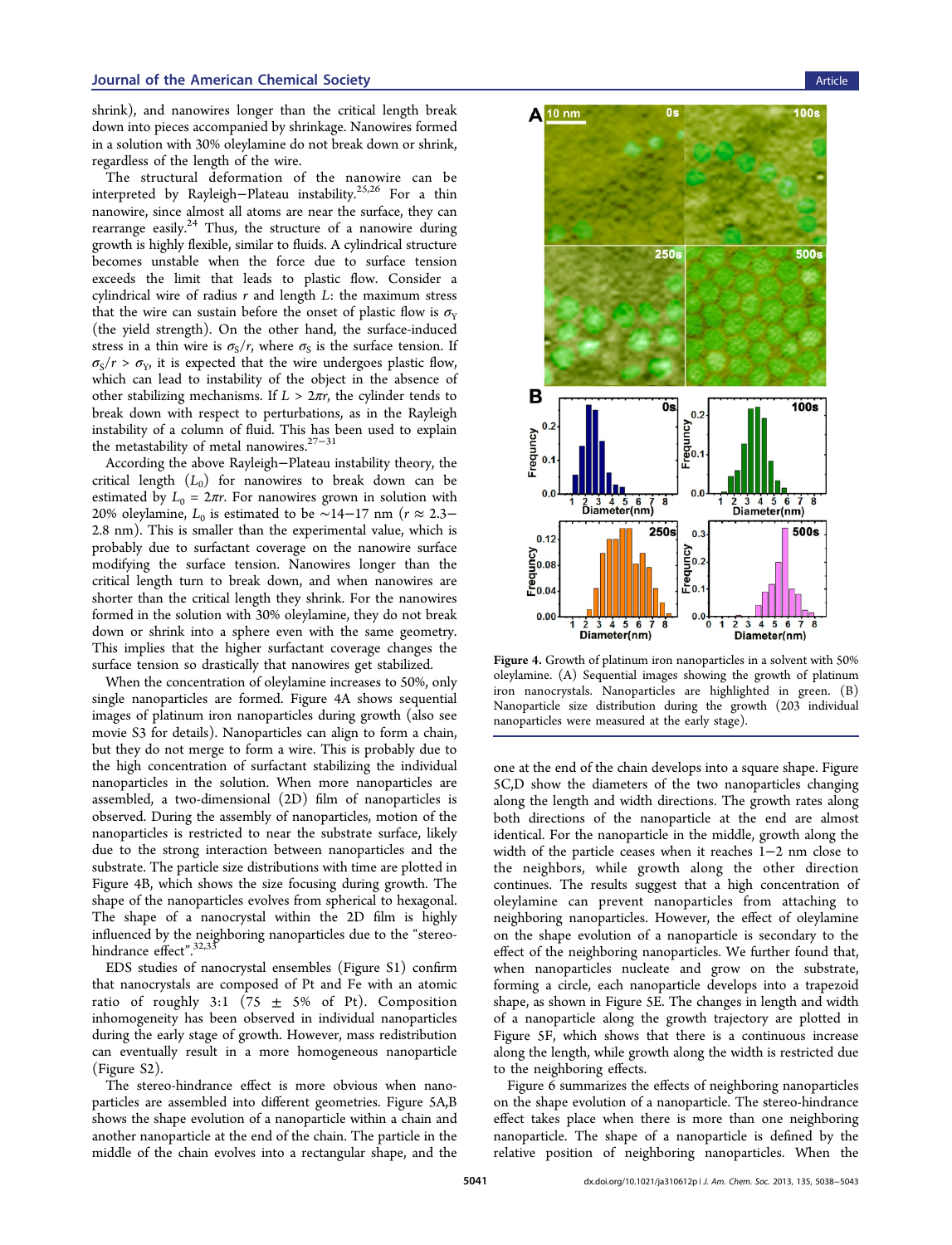shrink), and nanowires longer than the critical length break down into pieces accompanied by shrinkage. Nanowires formed in a solution with 30% oleylamine do not break down or shrink, regardless of the length of the wire.

The structural deformation of the nanowire can be interpreted by Rayleigh–Plateau instability.[25,26] For a thin nanowire, since almost all atoms are near the surface, they can rearrange easily.[24] Thus, the structure of a nanowire during growth is highly flexible, similar to fluids. A cylindrical structure becomes unstable when the force due to surface tension exceeds the limit that leads to plastic flow. Consider a cylindrical wire of radius $r$ and length $L$: the maximum stress that the wire can sustain before the onset of plastic flow is $\sigma_Y$ (the yield strength). On the other hand, the surface-induced stress in a thin wire is $\sigma_S/r$, where $\sigma_S$ is the surface tension. If $\sigma_S/r > \sigma_Y$, it is expected that the wire undergoes plastic flow, which can lead to instability of the object in the absence of other stabilizing mechanisms. If $L > 2\pi r$, the cylinder tends to break down with respect to perturbations, as in the Rayleigh instability of a column of fluid. This has been used to explain the metastability of metal nanowires.[27−31]

According the above Rayleigh–Plateau instability theory, the critical length ($L_0$) for nanowires to break down can be estimated by $L_0 = 2\pi r$. For nanowires grown in solution with 20% oleylamine, $L_0$ is estimated to be ∼14−17 nm ($r \approx 2.3$–$2.8$ nm). This is smaller than the experimental value, which is probably due to surfactant coverage on the nanowire surface modifying the surface tension. Nanowires longer than the critical length turn to break down, and when nanowires are shorter than the critical length they shrink. For the nanowires formed in the solution with 30% oleylamine, they do not break down or shrink into a sphere even with the same geometry. This implies that the higher surfactant coverage changes the surface tension so drastically that nanowires get stabilized.

When the concentration of oleylamine increases to 50%, only single nanoparticles are formed. Figure 4A shows sequential images of platinum iron nanoparticles during growth (also see movie S3 for details). Nanoparticles can align to form a chain, but they do not merge to form a wire. This is probably due to the high concentration of surfactant stabilizing the individual nanoparticles in the solution. When more nanoparticles are assembled, a two-dimensional (2D) film of nanoparticles is observed. During the assembly of nanoparticles, motion of the nanoparticles is restricted to near the substrate surface, likely due to the strong interaction between nanoparticles and the substrate. The particle size distributions with time are plotted in Figure 4B, which shows the size focusing during growth. The shape of the nanoparticles evolves from spherical to hexagonal. The shape of a nanocrystal within the 2D film is highly influenced by the neighboring nanoparticles due to the "stereo-hindrance effect".[32,33]

EDS studies of nanocrystal ensembles (Figure S1) confirm that nanocrystals are composed of Pt and Fe with an atomic ratio of roughly 3:1 (75 ± 5% of Pt). Composition inhomogeneity has been observed in individual nanoparticles during the early stage of growth. However, mass redistribution can eventually result in a more homogeneous nanoparticle (Figure S2).

The stereo-hindrance effect is more obvious when nanoparticles are assembled into different geometries. Figure 5A,B shows the shape evolution of a nanoparticle within a chain and another nanoparticle at the end of the chain. The particle in the middle of the chain evolves into a rectangular shape, and the

Figure 4. Growth of platinum iron nanoparticles in a solvent with 50% oleylamine. (A) Sequential images showing the growth of platinum iron nanocrystals. Nanoparticles are highlighted in green. (B) Nanoparticle size distribution during the growth (203 individual nanoparticles were measured at the early stage).

one at the end of the chain develops into a square shape. Figure 5C,D show the diameters of the two nanoparticles changing along the length and width directions. The growth rates along both directions of the nanoparticle at the end are almost identical. For the nanoparticle in the middle, growth along the width of the particle ceases when it reaches 1−2 nm close to the neighbors, while growth along the other direction continues. The results suggest that a high concentration of oleylamine can prevent nanoparticles from attaching to neighboring nanoparticles. However, the effect of oleylamine on the shape evolution of a nanoparticle is secondary to the effect of the neighboring nanoparticles. We further found that, when nanoparticles nucleate and grow on the substrate, forming a circle, each nanoparticle develops into a trapezoid shape, as shown in Figure 5E. The changes in length and width of a nanoparticle along the growth trajectory are plotted in Figure 5F, which shows that there is a continuous increase along the length, while growth along the width is restricted due to the neighboring effects.

Figure 6 summarizes the effects of neighboring nanoparticles on the shape evolution of a nanoparticle. The stereo-hindrance effect takes place when there is more than one neighboring nanoparticle. The shape of a nanoparticle is defined by the relative position of neighboring nanoparticles. When the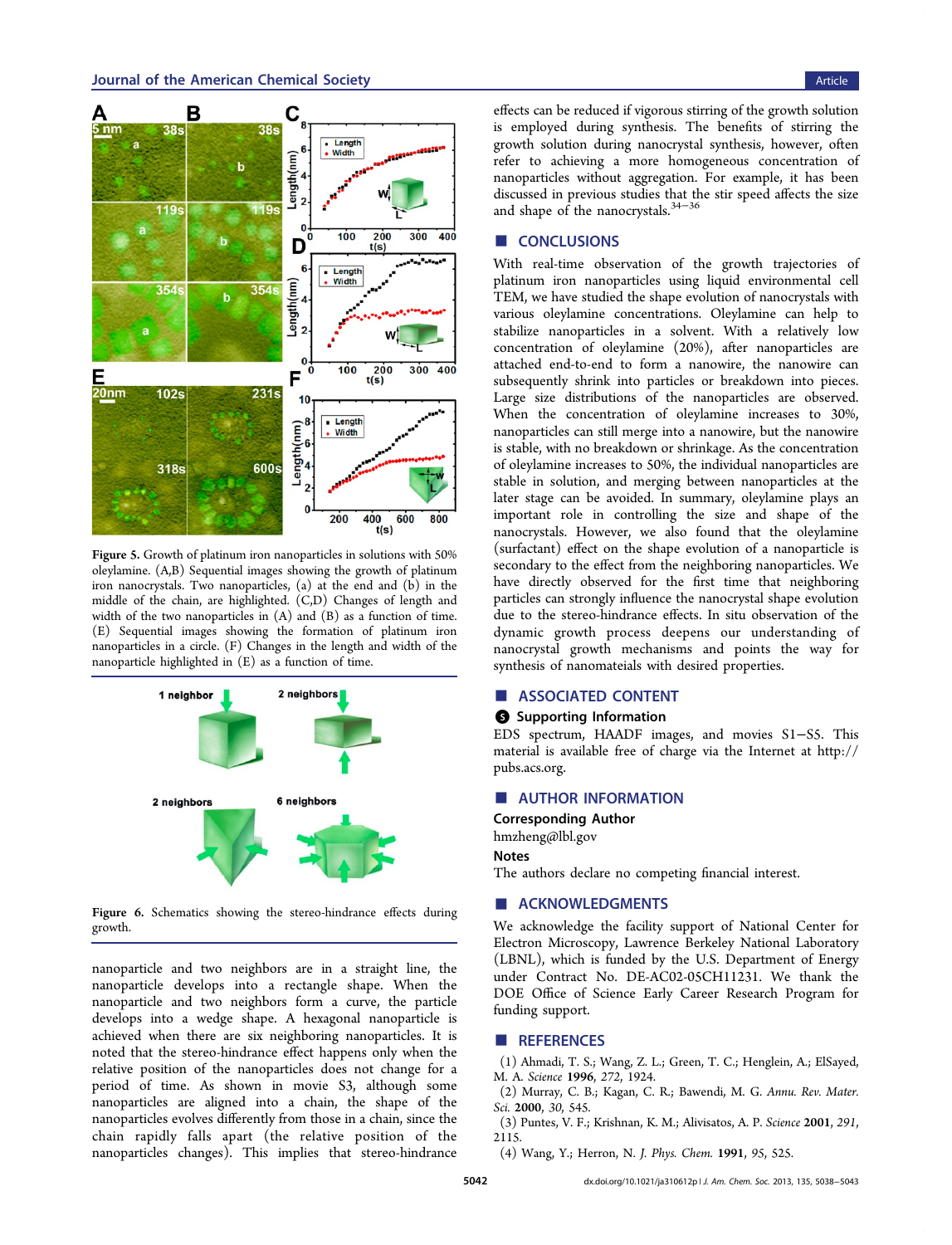Figure 5. Growth of platinum iron nanoparticles in solutions with 50% oleylamine. (A,B) Sequential images showing the growth of platinum iron nanocrystals. Two nanoparticles, (a) at the end and (b) in the middle of the chain, are highlighted. (C,D) Changes of length and width of the two nanoparticles in (A) and (B) as a function of time. (E) Sequential images showing the formation of platinum iron nanoparticles in a circle. (F) Changes in the length and width of the nanoparticle highlighted in (E) as a function of time.

Figure 6. Schematics showing the stereo-hindrance effects during growth.

nanoparticle and two neighbors are in a straight line, the nanoparticle develops into a rectangle shape. When the nanoparticle and two neighbors form a curve, the particle develops into a wedge shape. A hexagonal nanoparticle is achieved when there are six neighboring nanoparticles. It is noted that the stereo-hindrance effect happens only when the relative position of the nanoparticles does not change for a period of time. As shown in movie S3, although some nanoparticles are aligned into a chain, the shape of the nanoparticles evolves differently from those in a chain, since the chain rapidly falls apart (the relative position of the nanoparticles changes). This implies that stereo-hindrance effects can be reduced if vigorous stirring of the growth solution is employed during synthesis. The benefits of stirring the growth solution during nanocrystal synthesis, however, often refer to achieving a more homogeneous concentration of nanoparticles without aggregation. For example, it has been discussed in previous studies that the stir speed affects the size and shape of the nanocrystals.[34−36]

## CONCLUSIONS

With real-time observation of the growth trajectories of platinum iron nanoparticles using liquid environmental cell TEM, we have studied the shape evolution of nanocrystals with various oleylamine concentrations. Oleylamine can help to stabilize nanoparticles in a solvent. With a relatively low concentration of oleylamine (20%), after nanoparticles are attached end-to-end to form a nanowire, the nanowire can subsequently shrink into particles or breakdown into pieces. Large size distributions of the nanoparticles are observed. When the concentration of oleylamine increases to 30%, nanoparticles can still merge into a nanowire, but the nanowire is stable, with no breakdown or shrinkage. As the concentration of oleylamine increases to 50%, the individual nanoparticles are stable in solution, and merging between nanoparticles at the later stage can be avoided. In summary, oleylamine plays an important role in controlling the size and shape of the nanocrystals. However, we also found that the oleylamine (surfactant) effect on the shape evolution of a nanoparticle is secondary to the effect from the neighboring nanoparticles. We have directly observed for the first time that neighboring particles can strongly influence the nanocrystal shape evolution due to the stereo-hindrance effects. In situ observation of the dynamic growth process deepens our understanding of nanocrystal growth mechanisms and points the way for synthesis of nanomateials with desired properties.

## ASSOCIATED CONTENT

### Supporting Information

EDS spectrum, HAADF images, and movies S1−S5. This material is available free of charge via the Internet at http://pubs.acs.org.

## AUTHOR INFORMATION

### Corresponding Author

hmzheng@lbl.gov

### Notes

The authors declare no competing financial interest.

## ACKNOWLEDGMENTS

We acknowledge the facility support of National Center for Electron Microscopy, Lawrence Berkeley National Laboratory (LBNL), which is funded by the U.S. Department of Energy under Contract No. DE-AC02-05CH11231. We thank the DOE Office of Science Early Career Research Program for funding support.

## REFERENCES

(1) Ahmadi, T. S.; Wang, Z. L.; Green, T. C.; Henglein, A.; ElSayed, M. A. *Science* **1996**, *272*, 1924.

(2) Murray, C. B.; Kagan, C. R.; Bawendi, M. G. *Annu. Rev. Mater. Sci.* **2000**, *30*, 545.

(3) Puntes, V. F.; Krishnan, K. M.; Alivisatos, A. P. *Science* **2001**, *291*, 2115.

(4) Wang, Y.; Herron, N. *J. Phys. Chem.* **1991**, *95*, 525.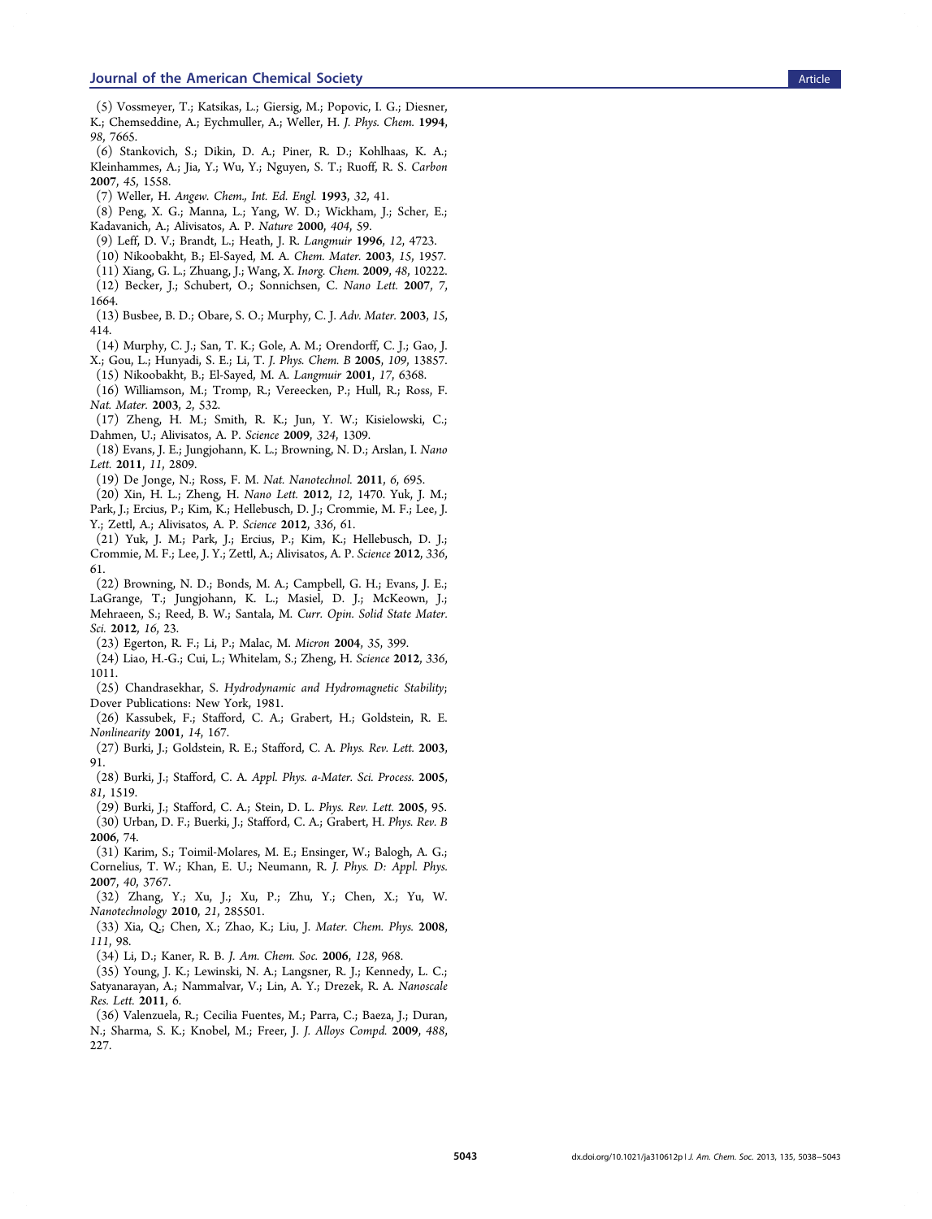(5) Vossmeyer, T.; Katsikas, L.; Giersig, M.; Popovic, I. G.; Diesner, K.; Chemseddine, A.; Eychmuller, A.; Weller, H. *J. Phys. Chem.* **1994**, *98*, 7665.

(6) Stankovich, S.; Dikin, D. A.; Piner, R. D.; Kohlhaas, K. A.; Kleinhammes, A.; Jia, Y.; Wu, Y.; Nguyen, S. T.; Ruoff, R. S. *Carbon* **2007**, *45*, 1558.

(7) Weller, H. *Angew. Chem., Int. Ed. Engl.* **1993**, *32*, 41.

(8) Peng, X. G.; Manna, L.; Yang, W. D.; Wickham, J.; Scher, E.; Kadavanich, A.; Alivisatos, A. P. *Nature* **2000**, *404*, 59.

(9) Leff, D. V.; Brandt, L.; Heath, J. R. *Langmuir* **1996**, *12*, 4723.

(10) Nikoobakht, B.; El-Sayed, M. A. *Chem. Mater.* **2003**, *15*, 1957.

(11) Xiang, G. L.; Zhuang, J.; Wang, X. *Inorg. Chem.* **2009**, *48*, 10222.

(12) Becker, J.; Schubert, O.; Sonnichsen, C. *Nano Lett.* **2007**, *7*, 1664.

(13) Busbee, B. D.; Obare, S. O.; Murphy, C. J. *Adv. Mater.* **2003**, *15*, 414.

(14) Murphy, C. J.; San, T. K.; Gole, A. M.; Orendorff, C. J.; Gao, J. X.; Gou, L.; Hunyadi, S. E.; Li, T. *J. Phys. Chem. B* **2005**, *109*, 13857.

(15) Nikoobakht, B.; El-Sayed, M. A. *Langmuir* **2001**, *17*, 6368.

(16) Williamson, M.; Tromp, R.; Vereecken, P.; Hull, R.; Ross, F. *Nat. Mater.* **2003**, *2*, 532.

(17) Zheng, H. M.; Smith, R. K.; Jun, Y. W.; Kisielowski, C.; Dahmen, U.; Alivisatos, A. P. *Science* **2009**, *324*, 1309.

(18) Evans, J. E.; Jungjohann, K. L.; Browning, N. D.; Arslan, I. *Nano Lett.* **2011**, *11*, 2809.

(19) De Jonge, N.; Ross, F. M. *Nat. Nanotechnol.* **2011**, *6*, 695.

(20) Xin, H. L.; Zheng, H. *Nano Lett.* **2012**, *12*, 1470. Yuk, J. M.; Park, J.; Ercius, P.; Kim, K.; Hellebusch, D. J.; Crommie, M. F.; Lee, J. Y.; Zettl, A.; Alivisatos, A. P. *Science* **2012**, *336*, 61.

(21) Yuk, J. M.; Park, J.; Ercius, P.; Kim, K.; Hellebusch, D. J.; Crommie, M. F.; Lee, J. Y.; Zettl, A.; Alivisatos, A. P. *Science* **2012**, *336*, 61.

(22) Browning, N. D.; Bonds, M. A.; Campbell, G. H.; Evans, J. E.; LaGrange, T.; Jungjohann, K. L.; Masiel, D. J.; McKeown, J.; Mehraeen, S.; Reed, B. W.; Santala, M. *Curr. Opin. Solid State Mater. Sci.* **2012**, *16*, 23.

(23) Egerton, R. F.; Li, P.; Malac, M. *Micron* **2004**, *35*, 399.

(24) Liao, H.-G.; Cui, L.; Whitelam, S.; Zheng, H. *Science* **2012**, *336*, 1011.

(25) Chandrasekhar, S. *Hydrodynamic and Hydromagnetic Stability*; Dover Publications: New York, 1981.

(26) Kassubek, F.; Stafford, C. A.; Grabert, H.; Goldstein, R. E. *Nonlinearity* **2001**, *14*, 167.

(27) Burki, J.; Goldstein, R. E.; Stafford, C. A. *Phys. Rev. Lett.* **2003**, 91.

(28) Burki, J.; Stafford, C. A. *Appl. Phys. a-Mater. Sci. Process.* **2005**, *81*, 1519.

(29) Burki, J.; Stafford, C. A.; Stein, D. L. *Phys. Rev. Lett.* **2005**, 95.

(30) Urban, D. F.; Buerki, J.; Stafford, C. A.; Grabert, H. *Phys. Rev. B* **2006**, 74.

(31) Karim, S.; Toimil-Molares, M. E.; Ensinger, W.; Balogh, A. G.; Cornelius, T. W.; Khan, E. U.; Neumann, R. *J. Phys. D: Appl. Phys.* **2007**, *40*, 3767.

(32) Zhang, Y.; Xu, J.; Xu, P.; Zhu, Y.; Chen, X.; Yu, W. *Nanotechnology* **2010**, *21*, 285501.

(33) Xia, Q.; Chen, X.; Zhao, K.; Liu, J. *Mater. Chem. Phys.* **2008**, *111*, 98.

(34) Li, D.; Kaner, R. B. *J. Am. Chem. Soc.* **2006**, *128*, 968.

(35) Young, J. K.; Lewinski, N. A.; Langsner, R. J.; Kennedy, L. C.; Satyanarayan, A.; Nammalvar, V.; Lin, A. Y.; Drezek, R. A. *Nanoscale Res. Lett.* **2011**, 6.

(36) Valenzuela, R.; Cecilia Fuentes, M.; Parra, C.; Baeza, J.; Duran, N.; Sharma, S. K.; Knobel, M.; Freer, J. *J. Alloys Compd.* **2009**, *488*, 227.